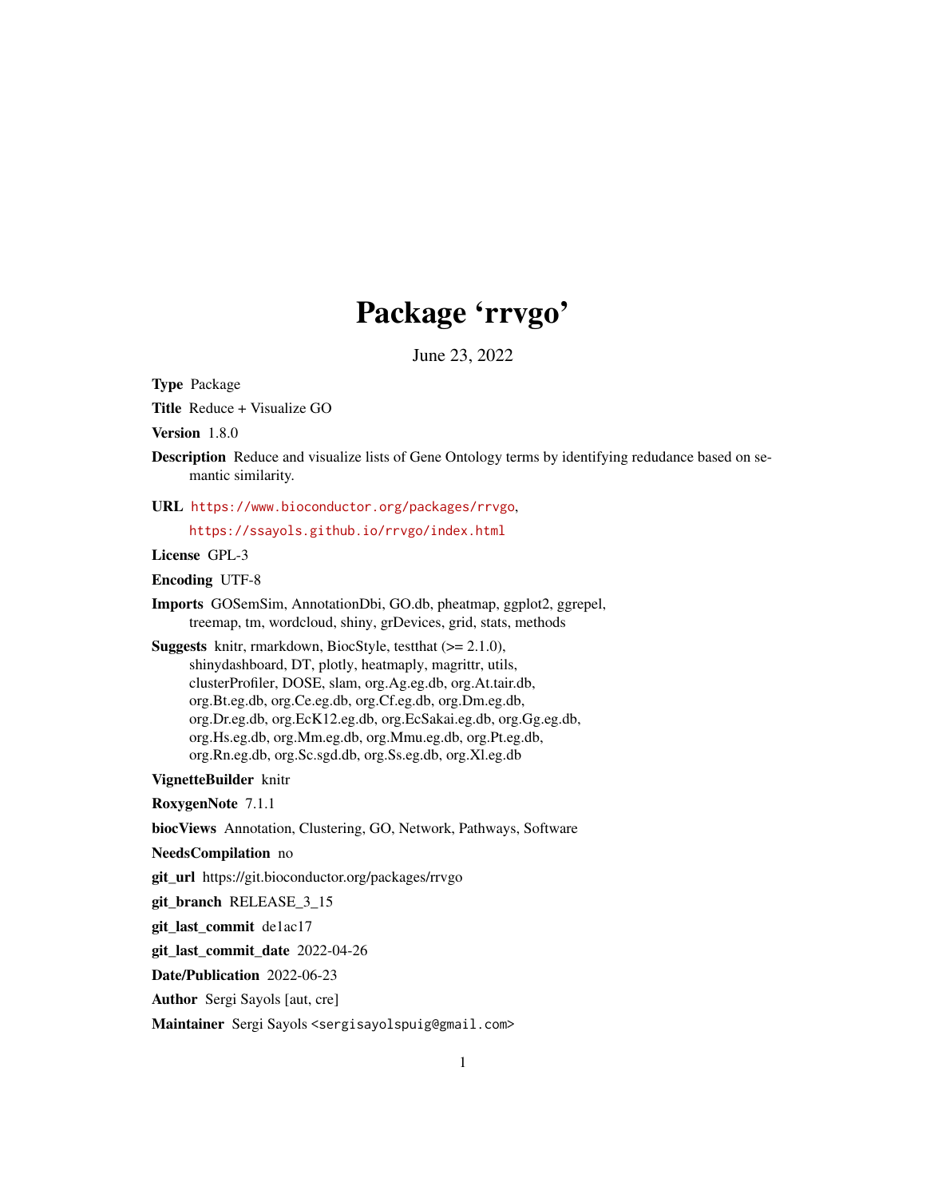# Package 'rrvgo'

June 23, 2022

**Type** Package

**Title** Reduce + Visualize GO

**Version** 1.8.0

**Description** Reduce and visualize lists of Gene Ontology terms by identifying redudance based on semantic similarity.

**URL** https://www.bioconductor.org/packages/rrvgo, https://ssayols.github.io/rrvgo/index.html

**License** GPL-3

**Encoding** UTF-8

**Imports** GOSemSim, AnnotationDbi, GO.db, pheatmap, ggplot2, ggrepel, treemap, tm, wordcloud, shiny, grDevices, grid, stats, methods

**Suggests** knitr, rmarkdown, BiocStyle, testthat (>= 2.1.0), shinydashboard, DT, plotly, heatmaply, magrittr, utils, clusterProfiler, DOSE, slam, org.Ag.eg.db, org.At.tair.db, org.Bt.eg.db, org.Ce.eg.db, org.Cf.eg.db, org.Dm.eg.db, org.Dr.eg.db, org.EcK12.eg.db, org.EcSakai.eg.db, org.Gg.eg.db, org.Hs.eg.db, org.Mm.eg.db, org.Mmu.eg.db, org.Pt.eg.db, org.Rn.eg.db, org.Sc.sgd.db, org.Ss.eg.db, org.Xl.eg.db

**VignetteBuilder** knitr

**RoxygenNote** 7.1.1

**biocViews** Annotation, Clustering, GO, Network, Pathways, Software

**NeedsCompilation** no

**git_url** https://git.bioconductor.org/packages/rrvgo

**git_branch** RELEASE_3_15

**git_last_commit** de1ac17

**git_last_commit_date** 2022-04-26

**Date/Publication** 2022-06-23

**Author** Sergi Sayols [aut, cre]

**Maintainer** Sergi Sayols <sergisayolspuig@gmail.com>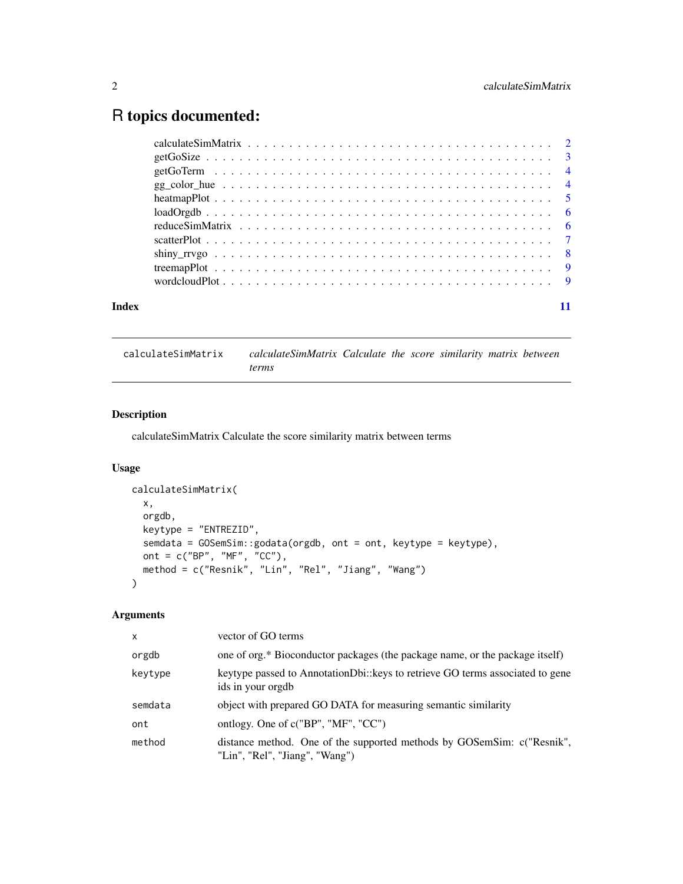# R topics documented:

| | |
|---|---|
| calculateSimMatrix | 2 |
| getGoSize | 3 |
| getGoTerm | 4 |
| gg_color_hue | 4 |
| heatmapPlot | 5 |
| loadOrgdb | 6 |
| reduceSimMatrix | 6 |
| scatterPlot | 7 |
| shiny_rrvgo | 8 |
| treemapPlot | 9 |
| wordcloudPlot | 9 |
| **Index** | **11** |

---

`calculateSimMatrix` *calculateSimMatrix Calculate the score similarity matrix between terms*

---

## Description

calculateSimMatrix Calculate the score similarity matrix between terms

## Usage

```
calculateSimMatrix(
  x,
  orgdb,
  keytype = "ENTREZID",
  semdata = GOSemSim::godata(orgdb, ont = ont, keytype = keytype),
  ont = c("BP", "MF", "CC"),
  method = c("Resnik", "Lin", "Rel", "Jiang", "Wang")
)
```

## Arguments

| | |
|---|---|
| `x` | vector of GO terms |
| `orgdb` | one of org.* Bioconductor packages (the package name, or the package itself) |
| `keytype` | keytype passed to AnnotationDbi::keys to retrieve GO terms associated to gene ids in your orgdb |
| `semdata` | object with prepared GO DATA for measuring semantic similarity |
| `ont` | ontlogy. One of c("BP", "MF", "CC") |
| `method` | distance method. One of the supported methods by GOSemSim: c("Resnik", "Lin", "Rel", "Jiang", "Wang") |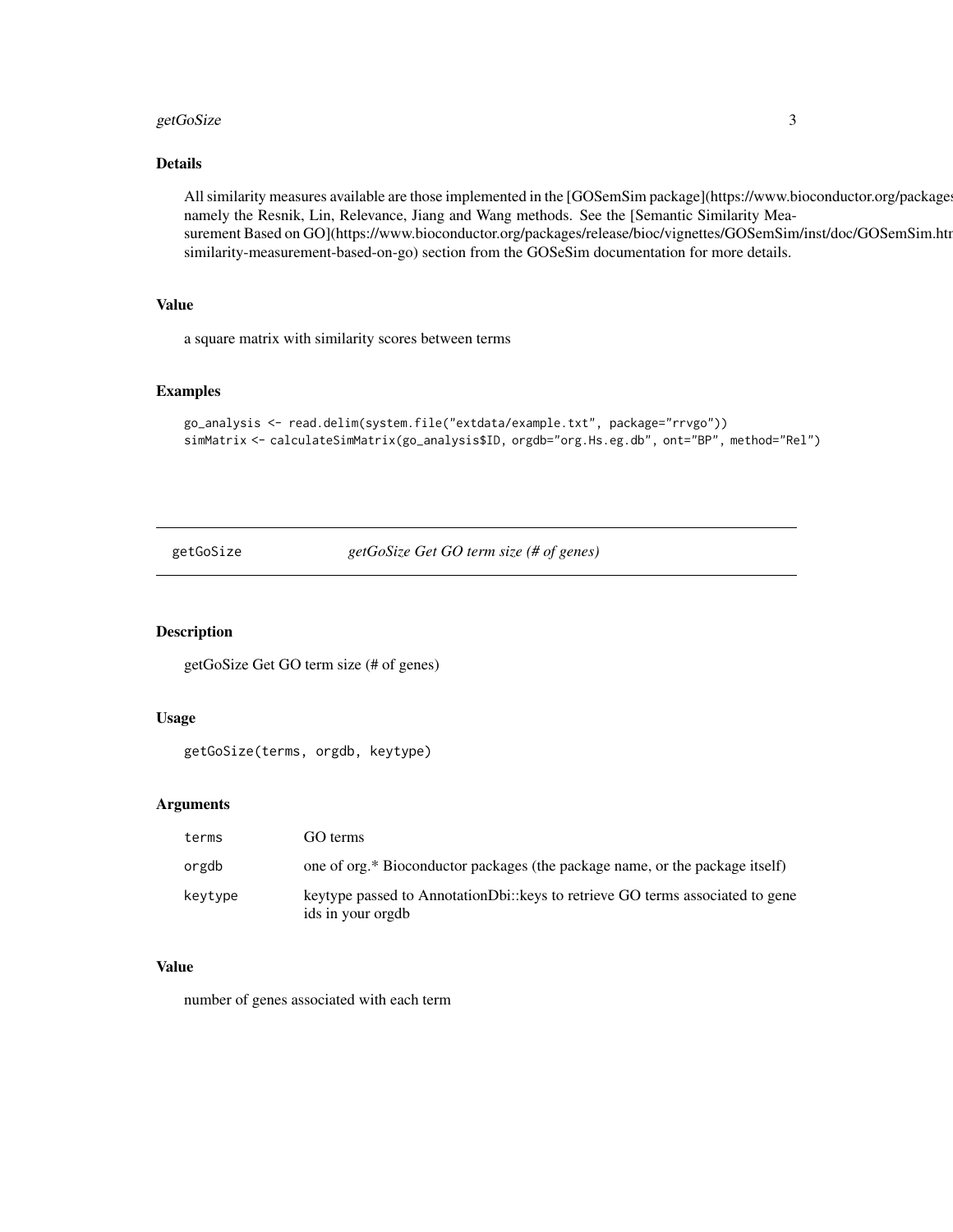### Details

All similarity measures available are those implemented in the [GOSemSim package](https://www.bioconductor.org/packages namely the Resnik, Lin, Relevance, Jiang and Wang methods. See the [Semantic Similarity Measurement Based on GO](https://www.bioconductor.org/packages/release/bioc/vignettes/GOSemSim/inst/doc/GOSemSim.htm similarity-measurement-based-on-go) section from the GOSeSim documentation for more details.

### Value

a square matrix with similarity scores between terms

### Examples

```
go_analysis <- read.delim(system.file("extdata/example.txt", package="rrvgo"))
simMatrix <- calculateSimMatrix(go_analysis$ID, orgdb="org.Hs.eg.db", ont="BP", method="Rel")
```

---

## getGoSize *getGoSize Get GO term size (# of genes)*

### Description

getGoSize Get GO term size (# of genes)

### Usage

```
getGoSize(terms, orgdb, keytype)
```

### Arguments

| | |
|---|---|
| terms | GO terms |
| orgdb | one of org.* Bioconductor packages (the package name, or the package itself) |
| keytype | keytype passed to AnnotationDbi::keys to retrieve GO terms associated to gene ids in your orgdb |

### Value

number of genes associated with each term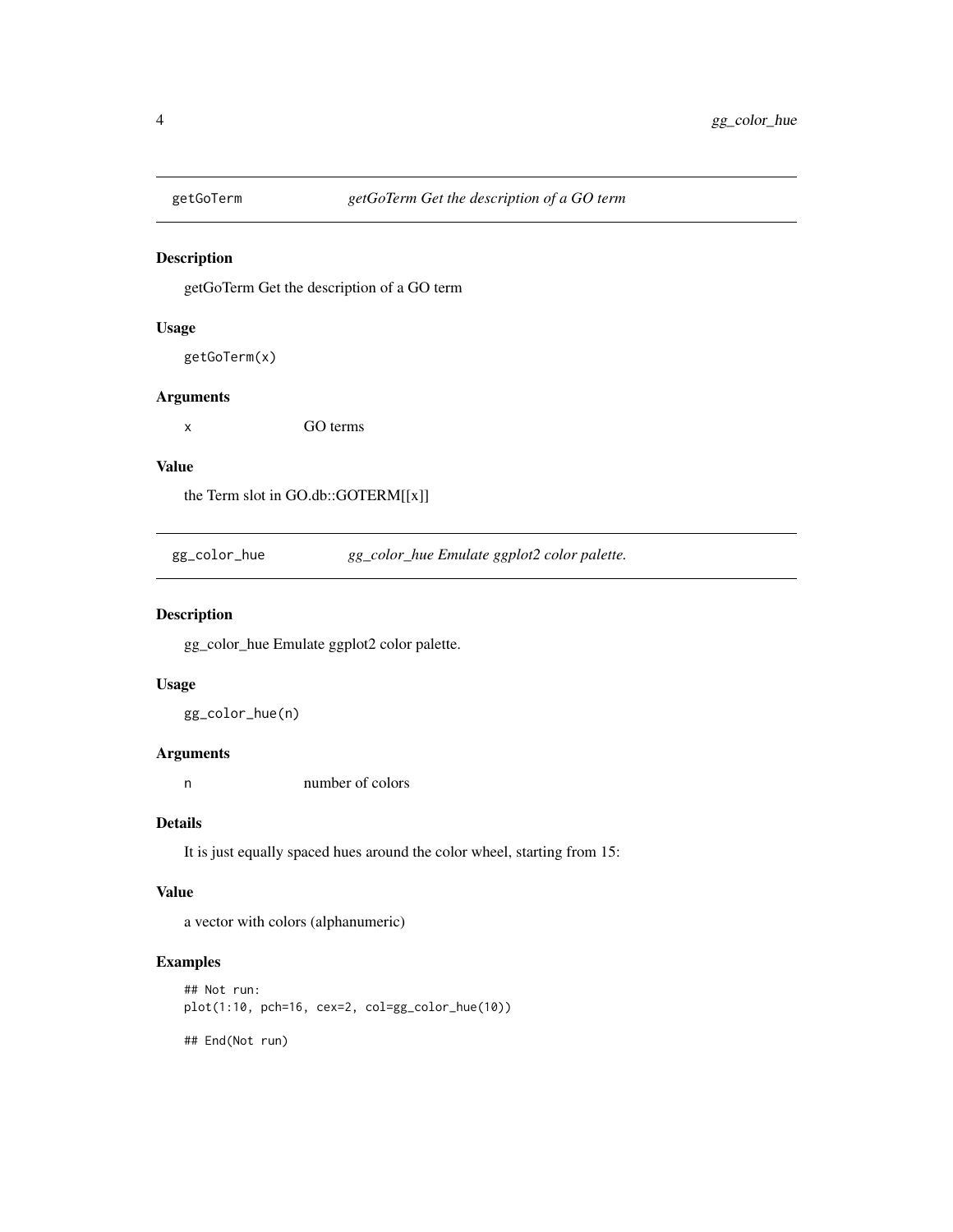## getGoTerm *getGoTerm Get the description of a GO term*

### Description

getGoTerm Get the description of a GO term

### Usage

```
getGoTerm(x)
```

### Arguments

| | |
|---|---|
| x | GO terms |

### Value

the Term slot in GO.db::GOTERM[[x]]

## gg_color_hue *gg_color_hue Emulate ggplot2 color palette.*

### Description

gg_color_hue Emulate ggplot2 color palette.

### Usage

```
gg_color_hue(n)
```

### Arguments

| | |
|---|---|
| n | number of colors |

### Details

It is just equally spaced hues around the color wheel, starting from 15:

### Value

a vector with colors (alphanumeric)

### Examples

```
## Not run:
plot(1:10, pch=16, cex=2, col=gg_color_hue(10))

## End(Not run)
```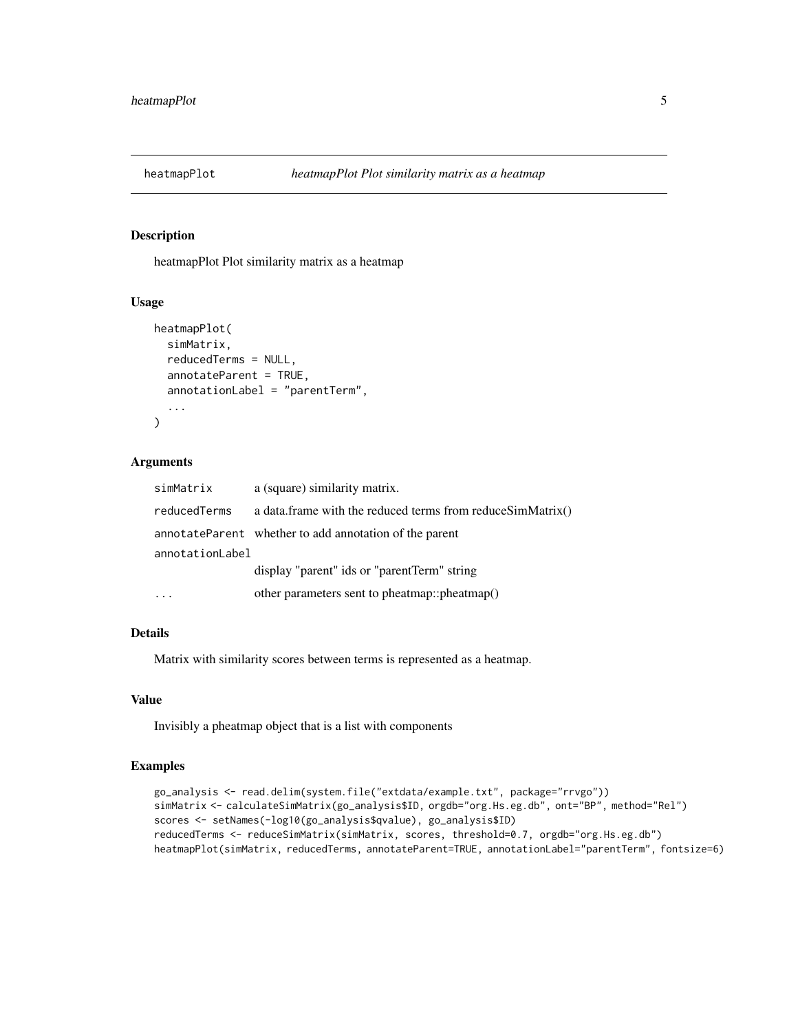## heatmapPlot *heatmapPlot Plot similarity matrix as a heatmap*

### Description

heatmapPlot Plot similarity matrix as a heatmap

### Usage

```
heatmapPlot(
  simMatrix,
  reducedTerms = NULL,
  annotateParent = TRUE,
  annotationLabel = "parentTerm",
  ...
)
```

### Arguments

| | |
|---|---|
| simMatrix | a (square) similarity matrix. |
| reducedTerms | a data.frame with the reduced terms from reduceSimMatrix() |
| annotateParent | whether to add annotation of the parent |
| annotationLabel | display "parent" ids or "parentTerm" string |
| ... | other parameters sent to pheatmap::pheatmap() |

### Details

Matrix with similarity scores between terms is represented as a heatmap.

### Value

Invisibly a pheatmap object that is a list with components

### Examples

```
go_analysis <- read.delim(system.file("extdata/example.txt", package="rrvgo"))
simMatrix <- calculateSimMatrix(go_analysis$ID, orgdb="org.Hs.eg.db", ont="BP", method="Rel")
scores <- setNames(-log10(go_analysis$qvalue), go_analysis$ID)
reducedTerms <- reduceSimMatrix(simMatrix, scores, threshold=0.7, orgdb="org.Hs.eg.db")
heatmapPlot(simMatrix, reducedTerms, annotateParent=TRUE, annotationLabel="parentTerm", fontsize=6)
```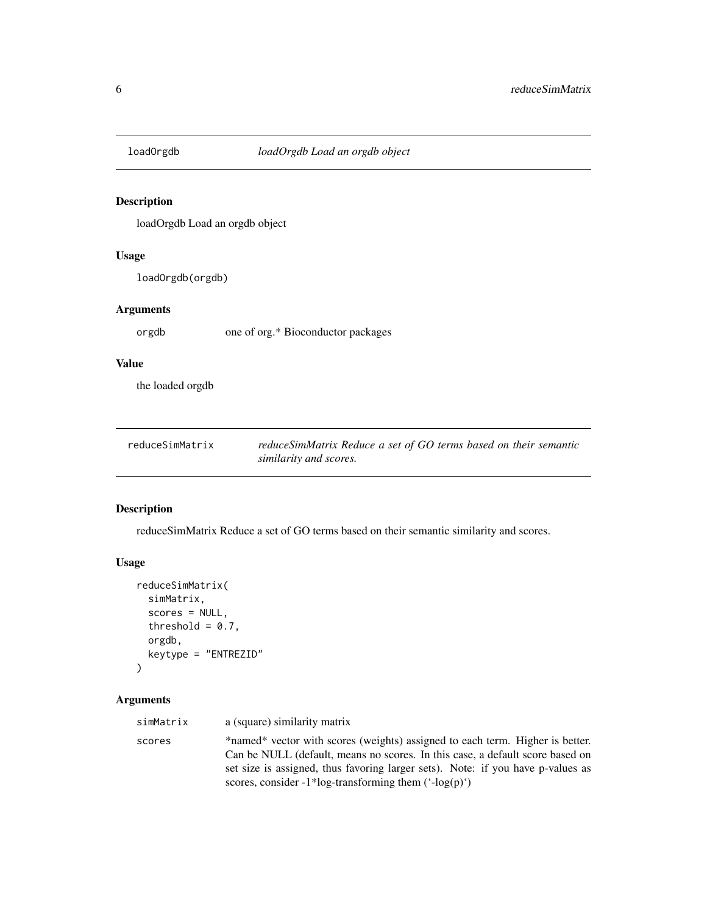## loadOrgdb — *loadOrgdb Load an orgdb object*

### Description

loadOrgdb Load an orgdb object

### Usage

```
loadOrgdb(orgdb)
```

### Arguments

| | |
|---|---|
| orgdb | one of org.* Bioconductor packages |

### Value

the loaded orgdb

## reduceSimMatrix — *reduceSimMatrix Reduce a set of GO terms based on their semantic similarity and scores.*

### Description

reduceSimMatrix Reduce a set of GO terms based on their semantic similarity and scores.

### Usage

```
reduceSimMatrix(
  simMatrix,
  scores = NULL,
  threshold = 0.7,
  orgdb,
  keytype = "ENTREZID"
)
```

### Arguments

| | |
|---|---|
| simMatrix | a (square) similarity matrix |
| scores | *named* vector with scores (weights) assigned to each term. Higher is better. Can be NULL (default, means no scores. In this case, a default score based on set size is assigned, thus favoring larger sets). Note: if you have p-values as scores, consider -1*log-transforming them (`-log(p)`) |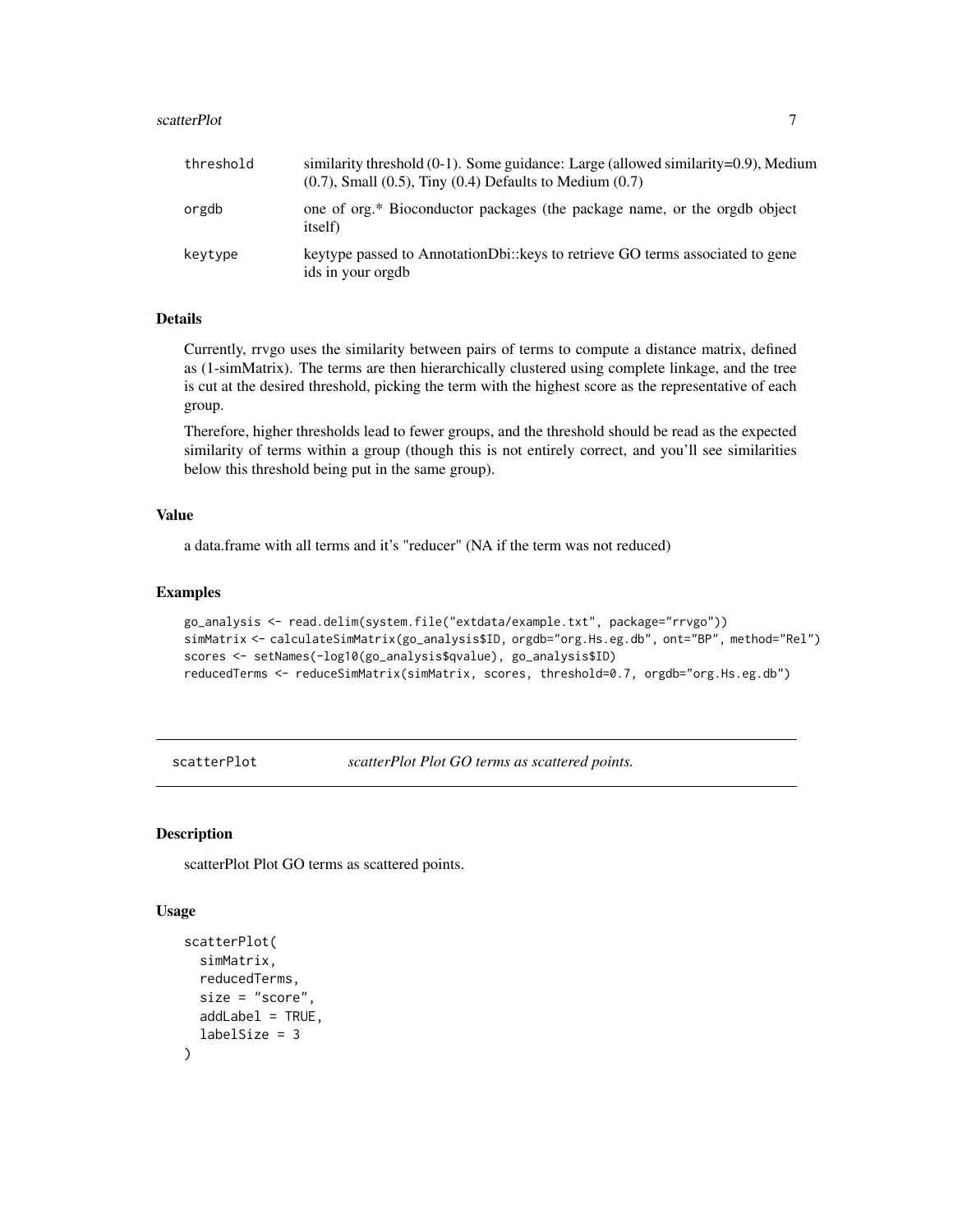| | |
|---|---|
| threshold | similarity threshold (0-1). Some guidance: Large (allowed similarity=0.9), Medium (0.7), Small (0.5), Tiny (0.4) Defaults to Medium (0.7) |
| orgdb | one of org.* Bioconductor packages (the package name, or the orgdb object itself) |
| keytype | keytype passed to AnnotationDbi::keys to retrieve GO terms associated to gene ids in your orgdb |

### Details

Currently, rrvgo uses the similarity between pairs of terms to compute a distance matrix, defined as (1-simMatrix). The terms are then hierarchically clustered using complete linkage, and the tree is cut at the desired threshold, picking the term with the highest score as the representative of each group.

Therefore, higher thresholds lead to fewer groups, and the threshold should be read as the expected similarity of terms within a group (though this is not entirely correct, and you'll see similarities below this threshold being put in the same group).

### Value

a data.frame with all terms and it's "reducer" (NA if the term was not reduced)

### Examples

```
go_analysis <- read.delim(system.file("extdata/example.txt", package="rrvgo"))
simMatrix <- calculateSimMatrix(go_analysis$ID, orgdb="org.Hs.eg.db", ont="BP", method="Rel")
scores <- setNames(-log10(go_analysis$qvalue), go_analysis$ID)
reducedTerms <- reduceSimMatrix(simMatrix, scores, threshold=0.7, orgdb="org.Hs.eg.db")
```

---

## scatterPlot *scatterPlot Plot GO terms as scattered points.*

---

### Description

scatterPlot Plot GO terms as scattered points.

### Usage

```
scatterPlot(
  simMatrix,
  reducedTerms,
  size = "score",
  addLabel = TRUE,
  labelSize = 3
)
```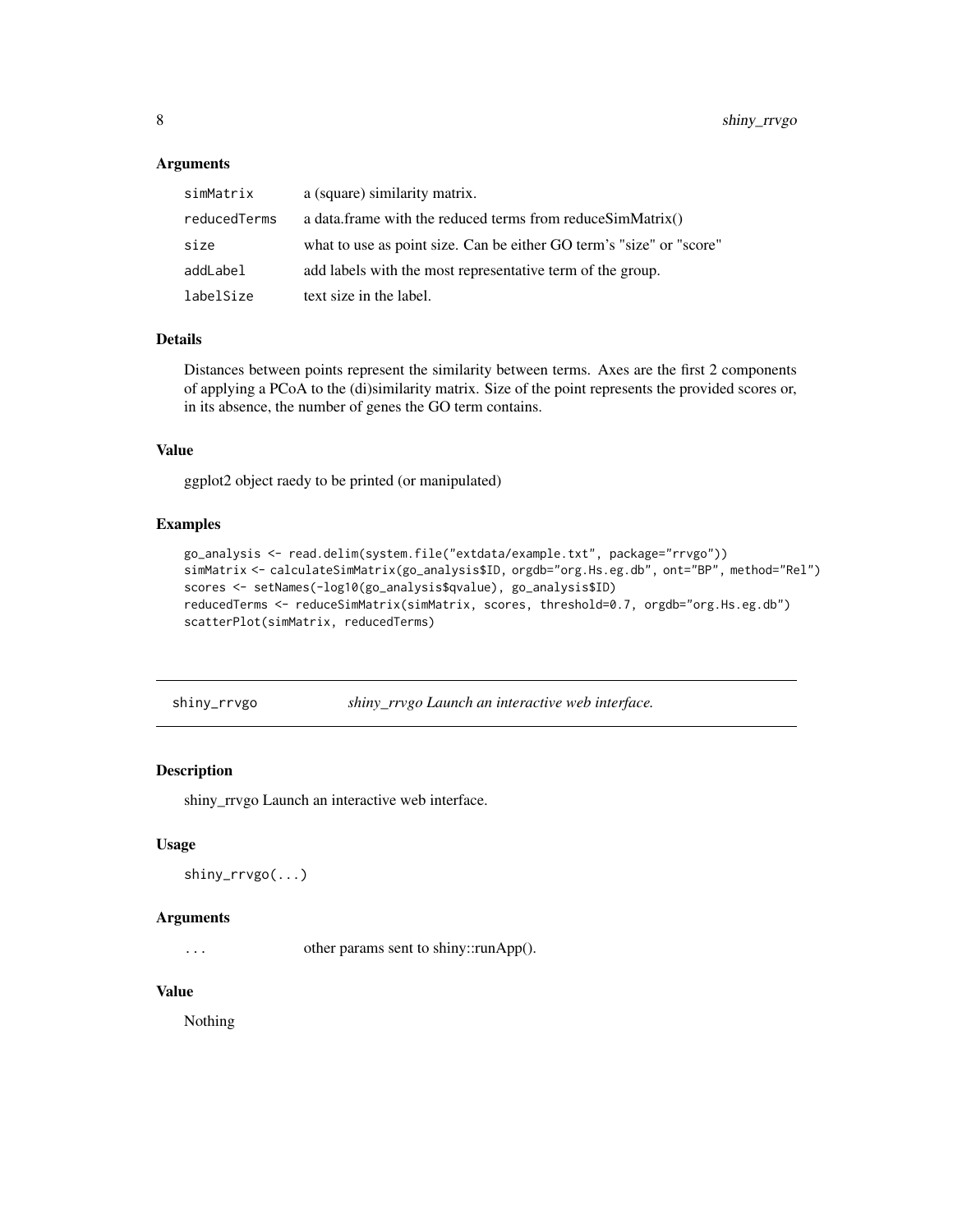### Arguments

| | |
|---|---|
| simMatrix | a (square) similarity matrix. |
| reducedTerms | a data.frame with the reduced terms from reduceSimMatrix() |
| size | what to use as point size. Can be either GO term's "size" or "score" |
| addLabel | add labels with the most representative term of the group. |
| labelSize | text size in the label. |

### Details

Distances between points represent the similarity between terms. Axes are the first 2 components of applying a PCoA to the (di)similarity matrix. Size of the point represents the provided scores or, in its absence, the number of genes the GO term contains.

### Value

ggplot2 object raedy to be printed (or manipulated)

### Examples

```
go_analysis <- read.delim(system.file("extdata/example.txt", package="rrvgo"))
simMatrix <- calculateSimMatrix(go_analysis$ID, orgdb="org.Hs.eg.db", ont="BP", method="Rel")
scores <- setNames(-log10(go_analysis$qvalue), go_analysis$ID)
reducedTerms <- reduceSimMatrix(simMatrix, scores, threshold=0.7, orgdb="org.Hs.eg.db")
scatterPlot(simMatrix, reducedTerms)
```

---

## shiny_rrvgo — *shiny_rrvgo Launch an interactive web interface.*

---

### Description

shiny_rrvgo Launch an interactive web interface.

### Usage

```
shiny_rrvgo(...)
```

### Arguments

| | |
|---|---|
| ... | other params sent to shiny::runApp(). |

### Value

Nothing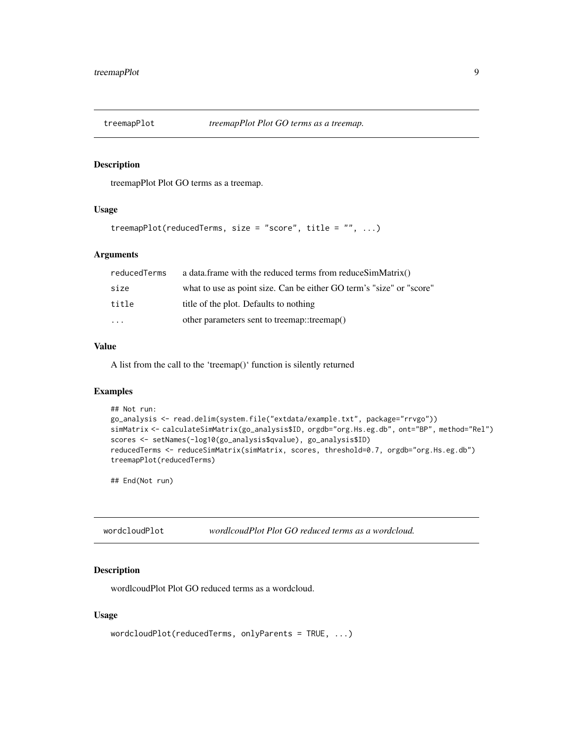## treemapPlot — *treemapPlot Plot GO terms as a treemap.*

### Description

treemapPlot Plot GO terms as a treemap.

### Usage

```
treemapPlot(reducedTerms, size = "score", title = "", ...)
```

### Arguments

| | |
|---|---|
| reducedTerms | a data.frame with the reduced terms from reduceSimMatrix() |
| size | what to use as point size. Can be either GO term's "size" or "score" |
| title | title of the plot. Defaults to nothing |
| ... | other parameters sent to treemap::treemap() |

### Value

A list from the call to the 'treemap()' function is silently returned

### Examples

```
## Not run:
go_analysis <- read.delim(system.file("extdata/example.txt", package="rrvgo"))
simMatrix <- calculateSimMatrix(go_analysis$ID, orgdb="org.Hs.eg.db", ont="BP", method="Rel")
scores <- setNames(-log10(go_analysis$qvalue), go_analysis$ID)
reducedTerms <- reduceSimMatrix(simMatrix, scores, threshold=0.7, orgdb="org.Hs.eg.db")
treemapPlot(reducedTerms)

## End(Not run)
```

## wordcloudPlot — *wordlcoudPlot Plot GO reduced terms as a wordcloud.*

### Description

wordlcoudPlot Plot GO reduced terms as a wordcloud.

### Usage

```
wordcloudPlot(reducedTerms, onlyParents = TRUE, ...)
```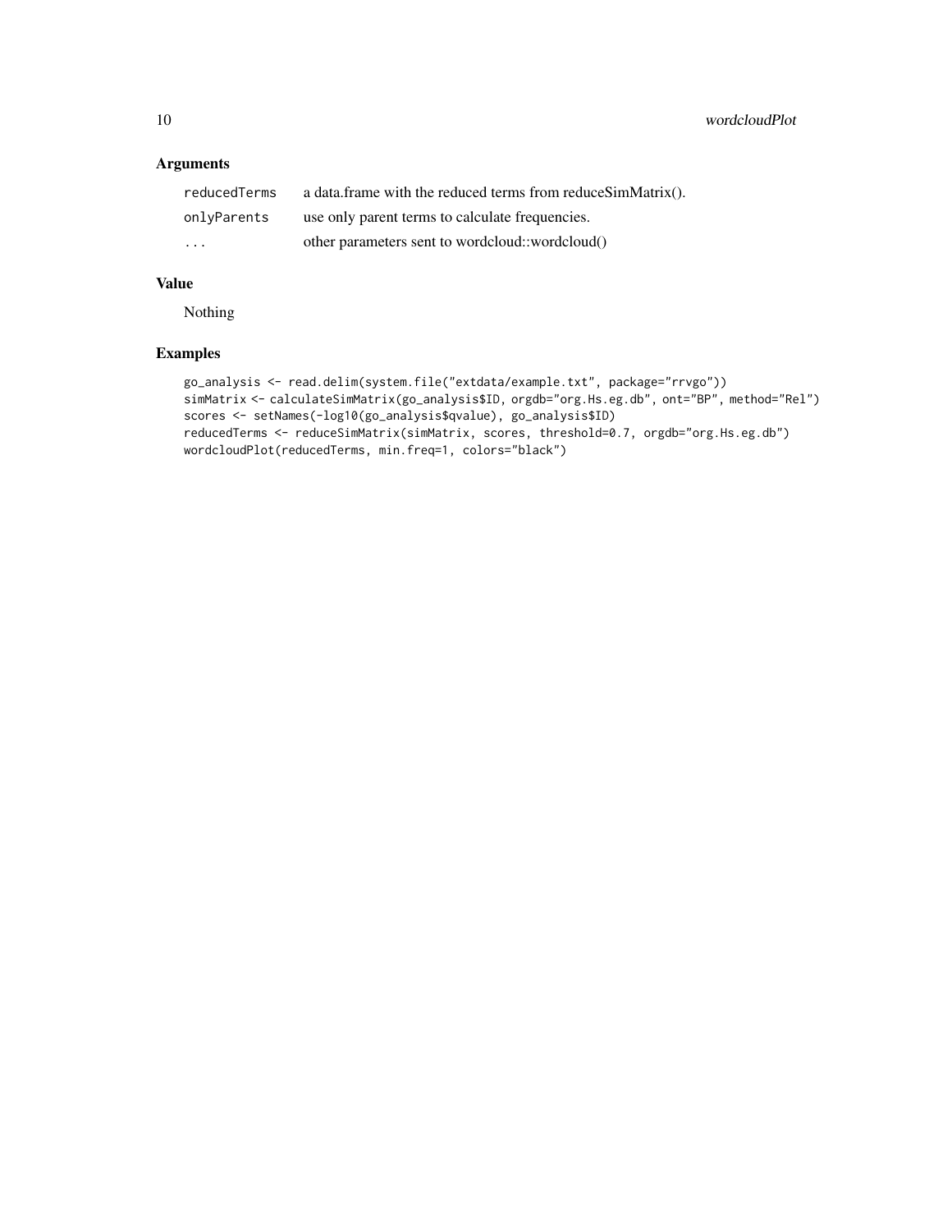## Arguments

| | |
|---|---|
| reducedTerms | a data.frame with the reduced terms from reduceSimMatrix(). |
| onlyParents | use only parent terms to calculate frequencies. |
| ... | other parameters sent to wordcloud::wordcloud() |

## Value

Nothing

## Examples

```
go_analysis <- read.delim(system.file("extdata/example.txt", package="rrvgo"))
simMatrix <- calculateSimMatrix(go_analysis$ID, orgdb="org.Hs.eg.db", ont="BP", method="Rel")
scores <- setNames(-log10(go_analysis$qvalue), go_analysis$ID)
reducedTerms <- reduceSimMatrix(simMatrix, scores, threshold=0.7, orgdb="org.Hs.eg.db")
wordcloudPlot(reducedTerms, min.freq=1, colors="black")
```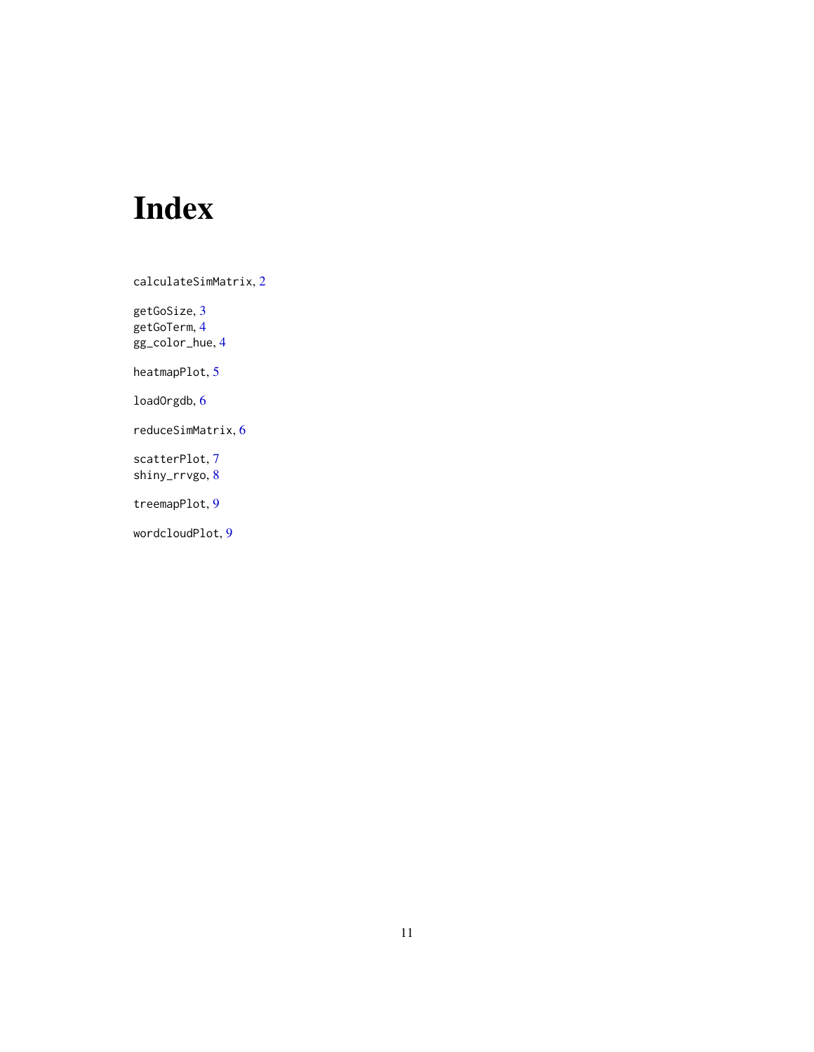# Index

calculateSimMatrix, 2

getGoSize, 3
getGoTerm, 4
gg_color_hue, 4

heatmapPlot, 5

loadOrgdb, 6

reduceSimMatrix, 6

scatterPlot, 7
shiny_rrvgo, 8

treemapPlot, 9

wordcloudPlot, 9